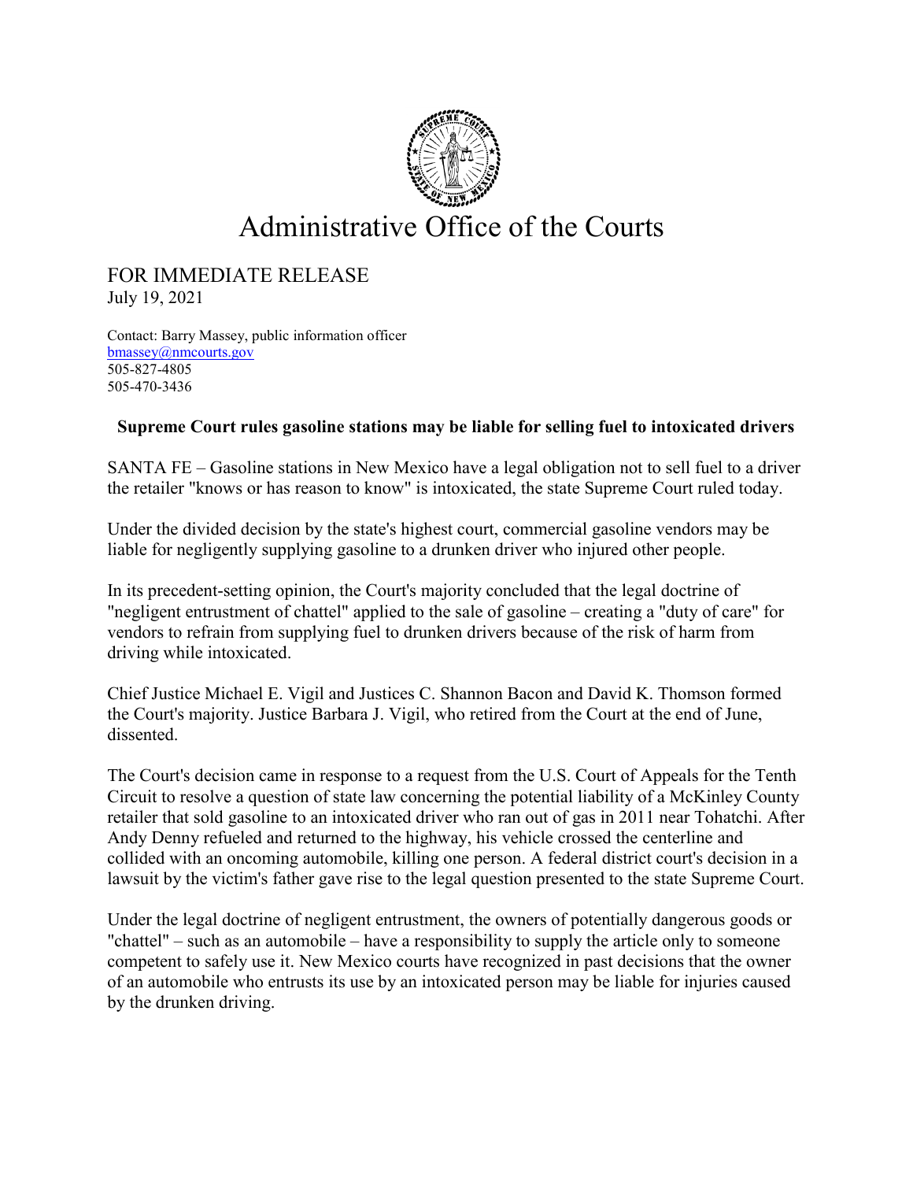# Administrative Office of the Courts

FOR IMMEDIATE RELEASE
July 19, 2021

Contact: Barry Massey, public information officer
bmassey@nmcourts.gov
505-827-4805
505-470-3436

**Supreme Court rules gasoline stations may be liable for selling fuel to intoxicated drivers**

SANTA FE – Gasoline stations in New Mexico have a legal obligation not to sell fuel to a driver the retailer "knows or has reason to know" is intoxicated, the state Supreme Court ruled today.

Under the divided decision by the state's highest court, commercial gasoline vendors may be liable for negligently supplying gasoline to a drunken driver who injured other people.

In its precedent-setting opinion, the Court's majority concluded that the legal doctrine of "negligent entrustment of chattel" applied to the sale of gasoline – creating a "duty of care" for vendors to refrain from supplying fuel to drunken drivers because of the risk of harm from driving while intoxicated.

Chief Justice Michael E. Vigil and Justices C. Shannon Bacon and David K. Thomson formed the Court's majority. Justice Barbara J. Vigil, who retired from the Court at the end of June, dissented.

The Court's decision came in response to a request from the U.S. Court of Appeals for the Tenth Circuit to resolve a question of state law concerning the potential liability of a McKinley County retailer that sold gasoline to an intoxicated driver who ran out of gas in 2011 near Tohatchi. After Andy Denny refueled and returned to the highway, his vehicle crossed the centerline and collided with an oncoming automobile, killing one person. A federal district court's decision in a lawsuit by the victim's father gave rise to the legal question presented to the state Supreme Court.

Under the legal doctrine of negligent entrustment, the owners of potentially dangerous goods or "chattel" – such as an automobile – have a responsibility to supply the article only to someone competent to safely use it. New Mexico courts have recognized in past decisions that the owner of an automobile who entrusts its use by an intoxicated person may be liable for injuries caused by the drunken driving.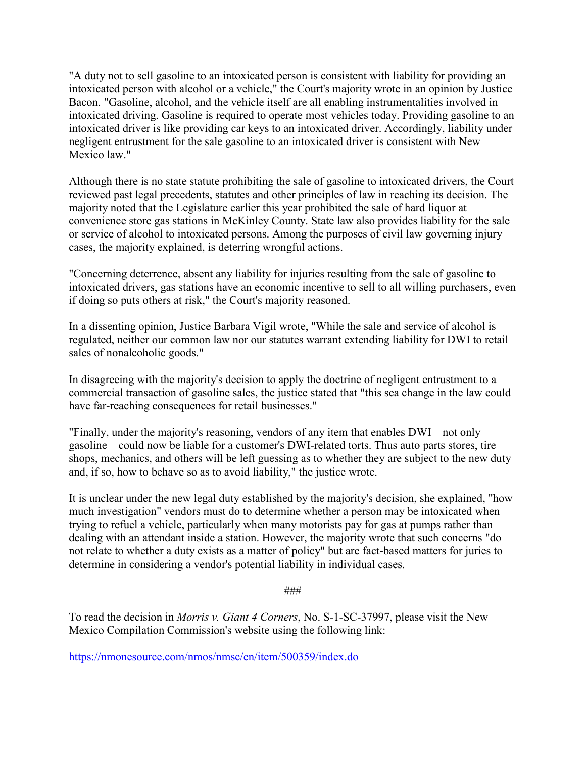"A duty not to sell gasoline to an intoxicated person is consistent with liability for providing an intoxicated person with alcohol or a vehicle," the Court's majority wrote in an opinion by Justice Bacon. "Gasoline, alcohol, and the vehicle itself are all enabling instrumentalities involved in intoxicated driving. Gasoline is required to operate most vehicles today. Providing gasoline to an intoxicated driver is like providing car keys to an intoxicated driver. Accordingly, liability under negligent entrustment for the sale gasoline to an intoxicated driver is consistent with New Mexico law."

Although there is no state statute prohibiting the sale of gasoline to intoxicated drivers, the Court reviewed past legal precedents, statutes and other principles of law in reaching its decision. The majority noted that the Legislature earlier this year prohibited the sale of hard liquor at convenience store gas stations in McKinley County. State law also provides liability for the sale or service of alcohol to intoxicated persons. Among the purposes of civil law governing injury cases, the majority explained, is deterring wrongful actions.

"Concerning deterrence, absent any liability for injuries resulting from the sale of gasoline to intoxicated drivers, gas stations have an economic incentive to sell to all willing purchasers, even if doing so puts others at risk," the Court's majority reasoned.

In a dissenting opinion, Justice Barbara Vigil wrote, "While the sale and service of alcohol is regulated, neither our common law nor our statutes warrant extending liability for DWI to retail sales of nonalcoholic goods."

In disagreeing with the majority's decision to apply the doctrine of negligent entrustment to a commercial transaction of gasoline sales, the justice stated that "this sea change in the law could have far-reaching consequences for retail businesses."

"Finally, under the majority's reasoning, vendors of any item that enables DWI – not only gasoline – could now be liable for a customer's DWI-related torts. Thus auto parts stores, tire shops, mechanics, and others will be left guessing as to whether they are subject to the new duty and, if so, how to behave so as to avoid liability," the justice wrote.

It is unclear under the new legal duty established by the majority's decision, she explained, "how much investigation" vendors must do to determine whether a person may be intoxicated when trying to refuel a vehicle, particularly when many motorists pay for gas at pumps rather than dealing with an attendant inside a station. However, the majority wrote that such concerns "do not relate to whether a duty exists as a matter of policy" but are fact-based matters for juries to determine in considering a vendor's potential liability in individual cases.

###

To read the decision in *Morris v. Giant 4 Corners*, No. S-1-SC-37997, please visit the New Mexico Compilation Commission's website using the following link:

https://nmonesource.com/nmos/nmsc/en/item/500359/index.do